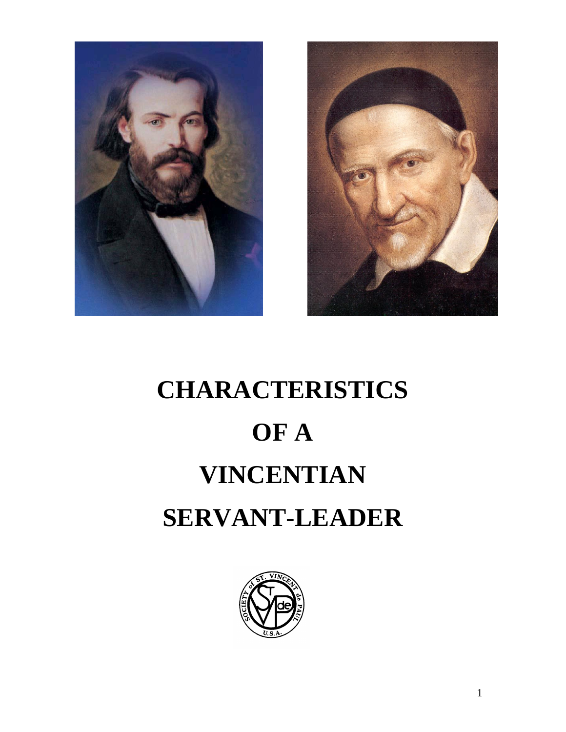# CHARACTERISTICS OF A VINCENTIAN SERVANT-LEADER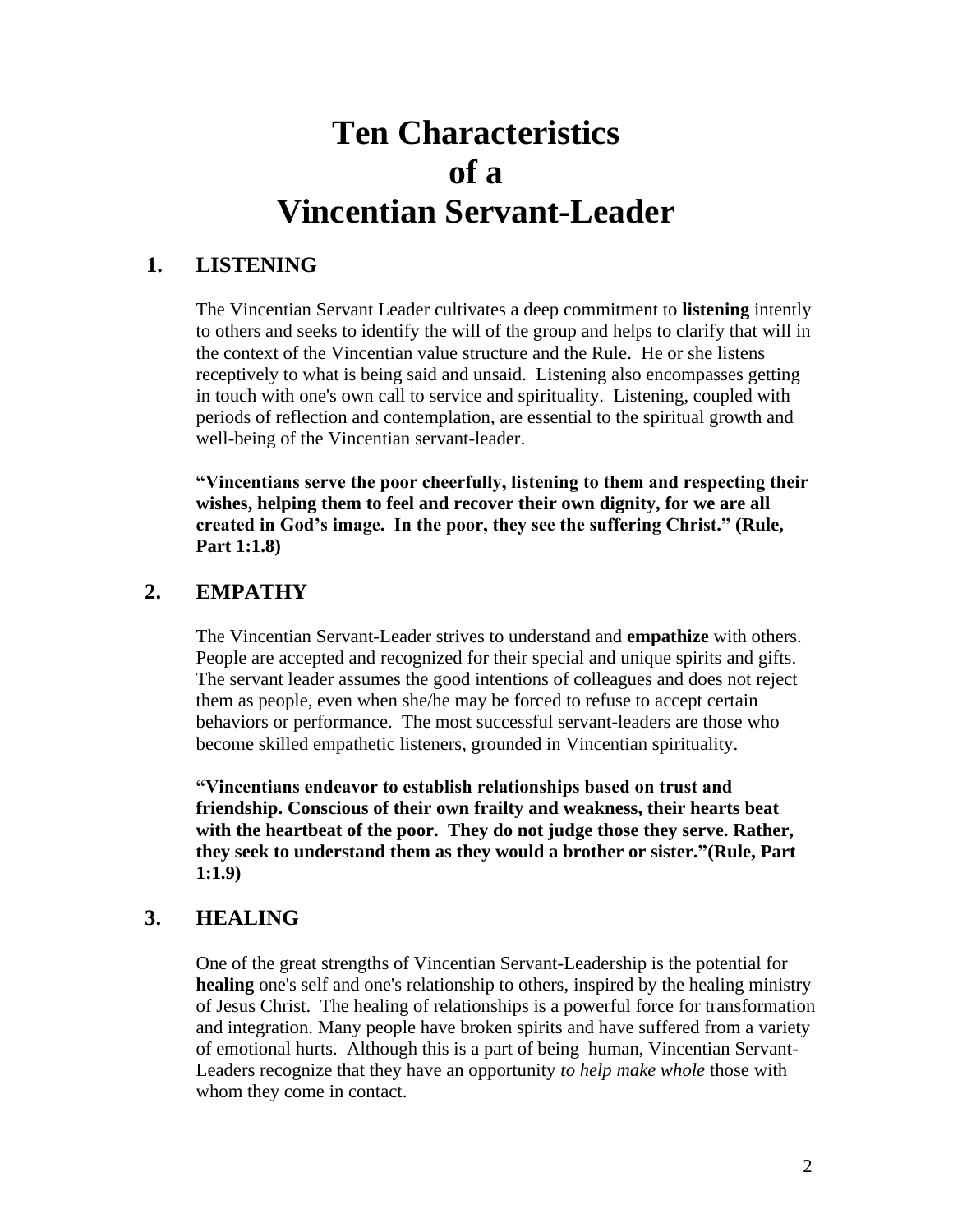# Ten Characteristics of a Vincentian Servant-Leader

## 1. LISTENING

The Vincentian Servant Leader cultivates a deep commitment to **listening** intently to others and seeks to identify the will of the group and helps to clarify that will in the context of the Vincentian value structure and the Rule. He or she listens receptively to what is being said and unsaid. Listening also encompasses getting in touch with one's own call to service and spirituality. Listening, coupled with periods of reflection and contemplation, are essential to the spiritual growth and well-being of the Vincentian servant-leader.

**"Vincentians serve the poor cheerfully, listening to them and respecting their wishes, helping them to feel and recover their own dignity, for we are all created in God's image. In the poor, they see the suffering Christ." (Rule, Part 1:1.8)**

## 2. EMPATHY

The Vincentian Servant-Leader strives to understand and **empathize** with others. People are accepted and recognized for their special and unique spirits and gifts. The servant leader assumes the good intentions of colleagues and does not reject them as people, even when she/he may be forced to refuse to accept certain behaviors or performance. The most successful servant-leaders are those who become skilled empathetic listeners, grounded in Vincentian spirituality.

**"Vincentians endeavor to establish relationships based on trust and friendship. Conscious of their own frailty and weakness, their hearts beat with the heartbeat of the poor. They do not judge those they serve. Rather, they seek to understand them as they would a brother or sister."(Rule, Part 1:1.9)**

## 3. HEALING

One of the great strengths of Vincentian Servant-Leadership is the potential for **healing** one's self and one's relationship to others, inspired by the healing ministry of Jesus Christ. The healing of relationships is a powerful force for transformation and integration. Many people have broken spirits and have suffered from a variety of emotional hurts. Although this is a part of being human, Vincentian Servant-Leaders recognize that they have an opportunity *to help make whole* those with whom they come in contact.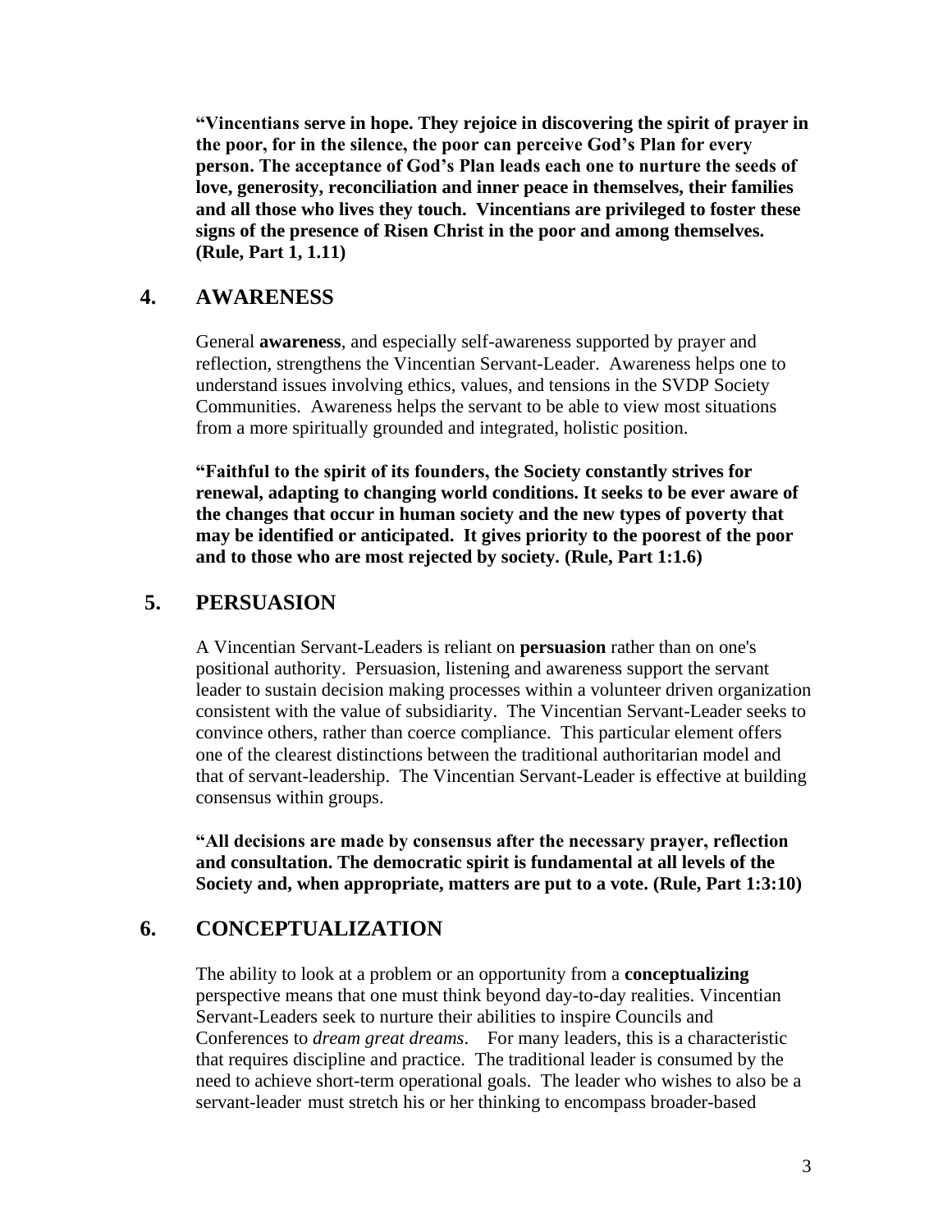**"Vincentians serve in hope. They rejoice in discovering the spirit of prayer in the poor, for in the silence, the poor can perceive God's Plan for every person. The acceptance of God's Plan leads each one to nurture the seeds of love, generosity, reconciliation and inner peace in themselves, their families and all those who lives they touch. Vincentians are privileged to foster these signs of the presence of Risen Christ in the poor and among themselves. (Rule, Part 1, 1.11)**

## 4. AWARENESS

General **awareness**, and especially self-awareness supported by prayer and reflection, strengthens the Vincentian Servant-Leader. Awareness helps one to understand issues involving ethics, values, and tensions in the SVDP Society Communities. Awareness helps the servant to be able to view most situations from a more spiritually grounded and integrated, holistic position.

**"Faithful to the spirit of its founders, the Society constantly strives for renewal, adapting to changing world conditions. It seeks to be ever aware of the changes that occur in human society and the new types of poverty that may be identified or anticipated. It gives priority to the poorest of the poor and to those who are most rejected by society. (Rule, Part 1:1.6)**

## 5. PERSUASION

A Vincentian Servant-Leaders is reliant on **persuasion** rather than on one's positional authority. Persuasion, listening and awareness support the servant leader to sustain decision making processes within a volunteer driven organization consistent with the value of subsidiarity. The Vincentian Servant-Leader seeks to convince others, rather than coerce compliance. This particular element offers one of the clearest distinctions between the traditional authoritarian model and that of servant-leadership. The Vincentian Servant-Leader is effective at building consensus within groups.

**"All decisions are made by consensus after the necessary prayer, reflection and consultation. The democratic spirit is fundamental at all levels of the Society and, when appropriate, matters are put to a vote. (Rule, Part 1:3:10)**

## 6. CONCEPTUALIZATION

The ability to look at a problem or an opportunity from a **conceptualizing** perspective means that one must think beyond day-to-day realities. Vincentian Servant-Leaders seek to nurture their abilities to inspire Councils and Conferences to *dream great dreams*. For many leaders, this is a characteristic that requires discipline and practice. The traditional leader is consumed by the need to achieve short-term operational goals. The leader who wishes to also be a servant-leader must stretch his or her thinking to encompass broader-based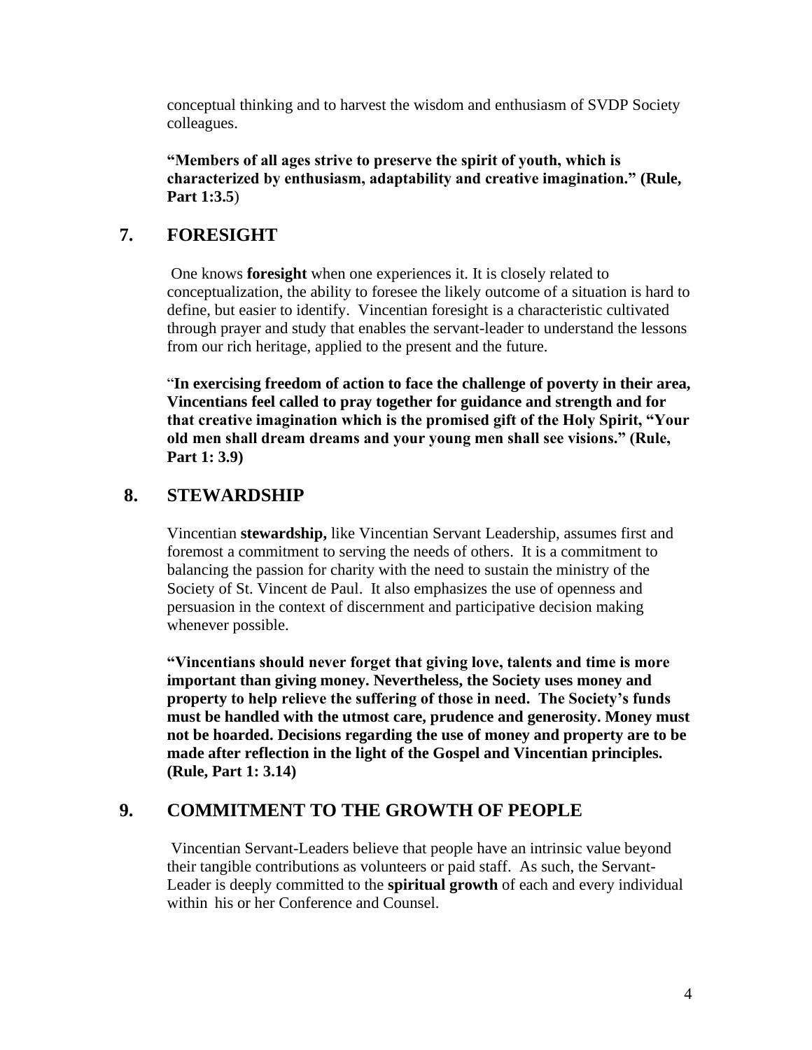conceptual thinking and to harvest the wisdom and enthusiasm of SVDP Society colleagues.

**"Members of all ages strive to preserve the spirit of youth, which is characterized by enthusiasm, adaptability and creative imagination." (Rule, Part 1:3.5**)

## 7. FORESIGHT

One knows **foresight** when one experiences it. It is closely related to conceptualization, the ability to foresee the likely outcome of a situation is hard to define, but easier to identify. Vincentian foresight is a characteristic cultivated through prayer and study that enables the servant-leader to understand the lessons from our rich heritage, applied to the present and the future.

"**In exercising freedom of action to face the challenge of poverty in their area, Vincentians feel called to pray together for guidance and strength and for that creative imagination which is the promised gift of the Holy Spirit, "Your old men shall dream dreams and your young men shall see visions." (Rule, Part 1: 3.9)**

## 8. STEWARDSHIP

Vincentian **stewardship,** like Vincentian Servant Leadership, assumes first and foremost a commitment to serving the needs of others. It is a commitment to balancing the passion for charity with the need to sustain the ministry of the Society of St. Vincent de Paul. It also emphasizes the use of openness and persuasion in the context of discernment and participative decision making whenever possible.

**"Vincentians should never forget that giving love, talents and time is more important than giving money. Nevertheless, the Society uses money and property to help relieve the suffering of those in need. The Society's funds must be handled with the utmost care, prudence and generosity. Money must not be hoarded. Decisions regarding the use of money and property are to be made after reflection in the light of the Gospel and Vincentian principles. (Rule, Part 1: 3.14)**

## 9. COMMITMENT TO THE GROWTH OF PEOPLE

Vincentian Servant-Leaders believe that people have an intrinsic value beyond their tangible contributions as volunteers or paid staff. As such, the Servant-Leader is deeply committed to the **spiritual growth** of each and every individual within his or her Conference and Counsel.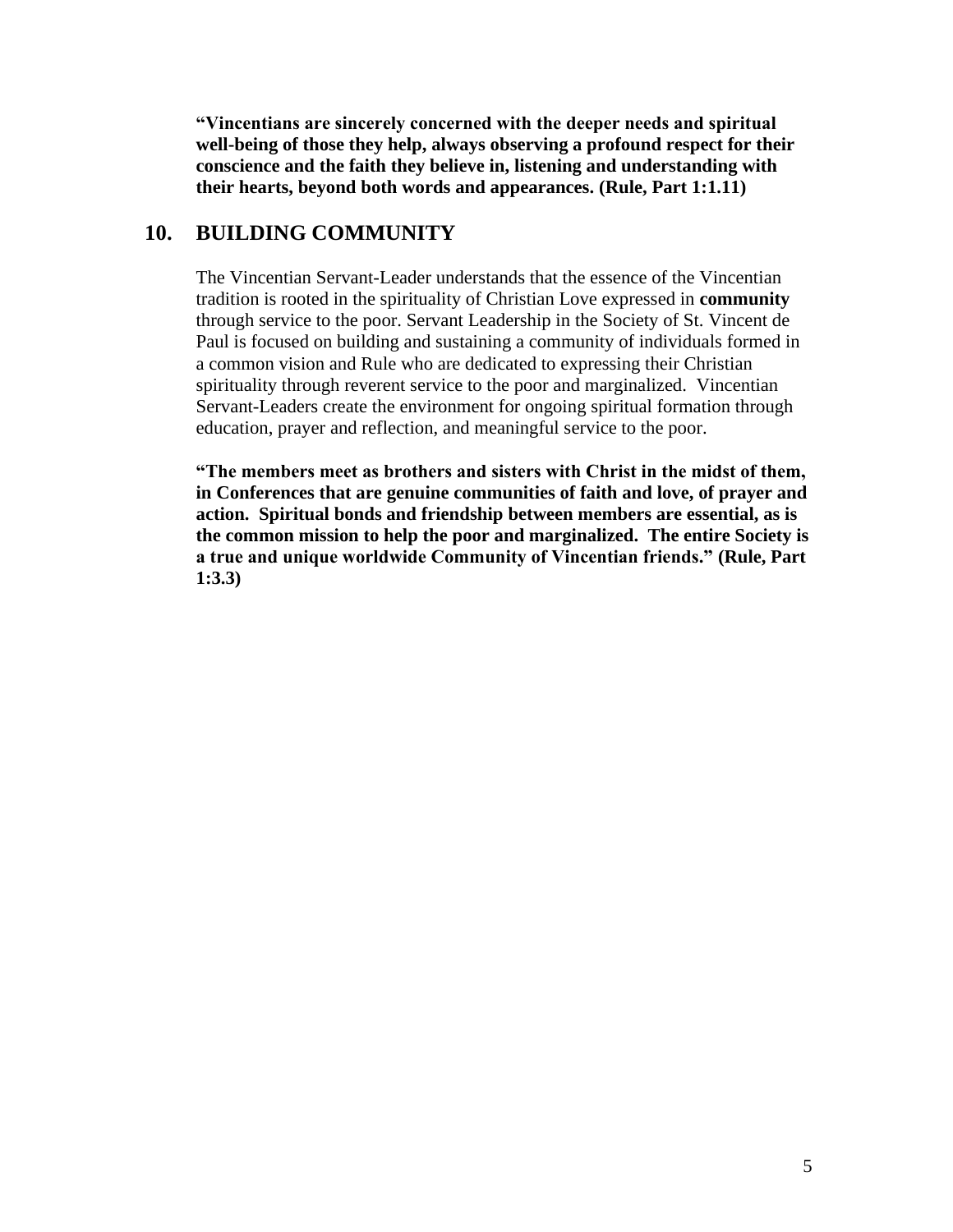**"Vincentians are sincerely concerned with the deeper needs and spiritual well-being of those they help, always observing a profound respect for their conscience and the faith they believe in, listening and understanding with their hearts, beyond both words and appearances. (Rule, Part 1:1.11)**

## 10. BUILDING COMMUNITY

The Vincentian Servant-Leader understands that the essence of the Vincentian tradition is rooted in the spirituality of Christian Love expressed in **community** through service to the poor. Servant Leadership in the Society of St. Vincent de Paul is focused on building and sustaining a community of individuals formed in a common vision and Rule who are dedicated to expressing their Christian spirituality through reverent service to the poor and marginalized. Vincentian Servant-Leaders create the environment for ongoing spiritual formation through education, prayer and reflection, and meaningful service to the poor.

**"The members meet as brothers and sisters with Christ in the midst of them, in Conferences that are genuine communities of faith and love, of prayer and action. Spiritual bonds and friendship between members are essential, as is the common mission to help the poor and marginalized. The entire Society is a true and unique worldwide Community of Vincentian friends." (Rule, Part 1:3.3)**